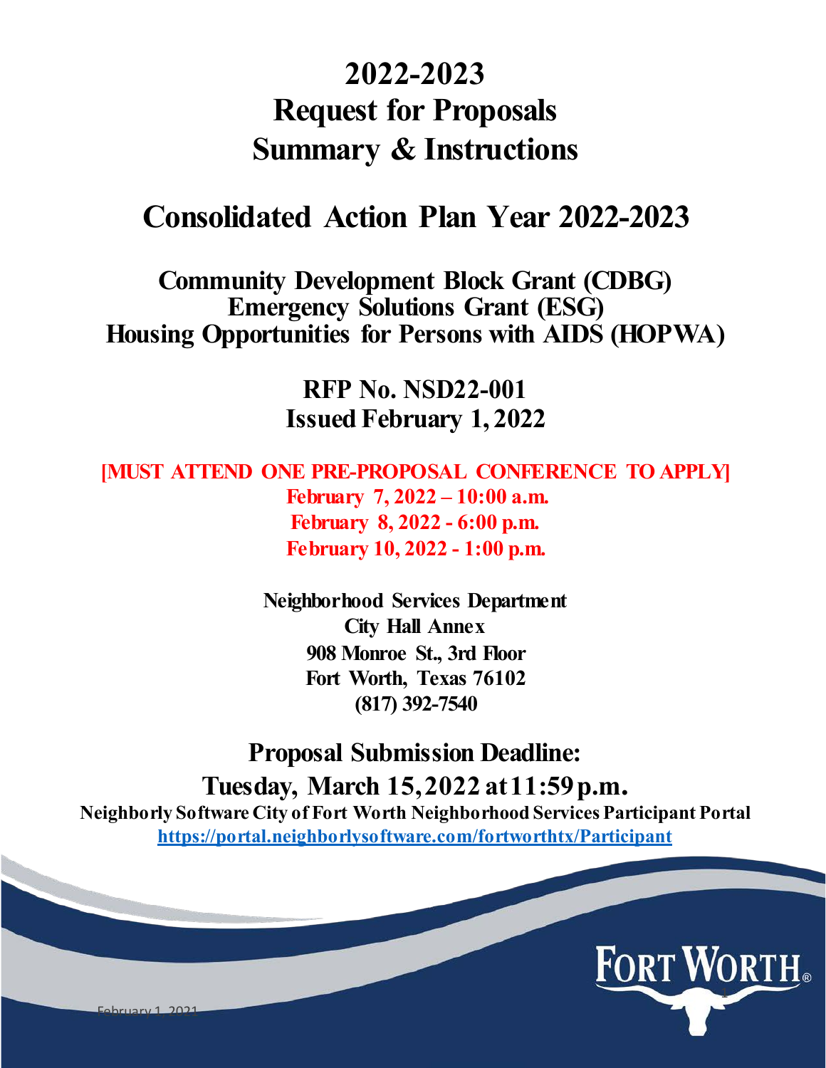# 2022-2023 Request for Proposals Summary & Instructions

## Consolidated Action Plan Year 2022-2023

### Community Development Block Grant (CDBG)
### Emergency Solutions Grant (ESG)
### Housing Opportunities for Persons with AIDS (HOPWA)

**RFP No. NSD22-001**
**Issued February 1, 2022**

**[MUST ATTEND ONE PRE-PROPOSAL CONFERENCE TO APPLY]**
**February 7, 2022 – 10:00 a.m.**
**February 8, 2022 - 6:00 p.m.**
**February 10, 2022 - 1:00 p.m.**

**Neighborhood Services Department**
**City Hall Annex**
**908 Monroe St., 3rd Floor**
**Fort Worth, Texas 76102**
**(817) 392-7540**

## Proposal Submission Deadline:
## Tuesday, March 15, 2022 at 11:59 p.m.

**Neighborly Software City of Fort Worth Neighborhood Services Participant Portal**
**https://portal.neighborlysoftware.com/fortworthtx/Participant**

FORT WORTH®

February 1, 2021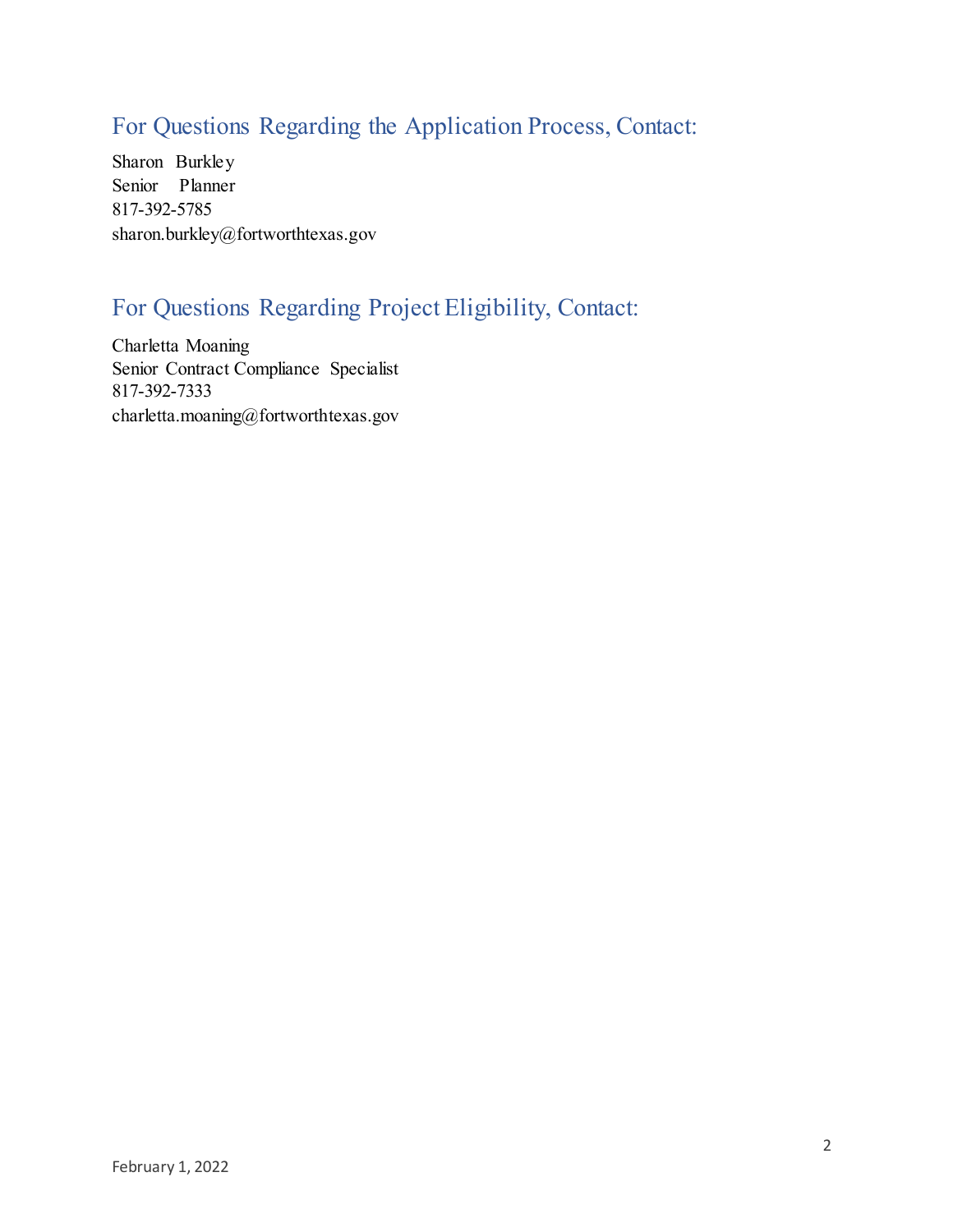## For Questions Regarding the Application Process, Contact:

Sharon Burkley
Senior Planner
817-392-5785
sharon.burkley@fortworthtexas.gov

## For Questions Regarding Project Eligibility, Contact:

Charletta Moaning
Senior Contract Compliance Specialist
817-392-7333
charletta.moaning@fortworthtexas.gov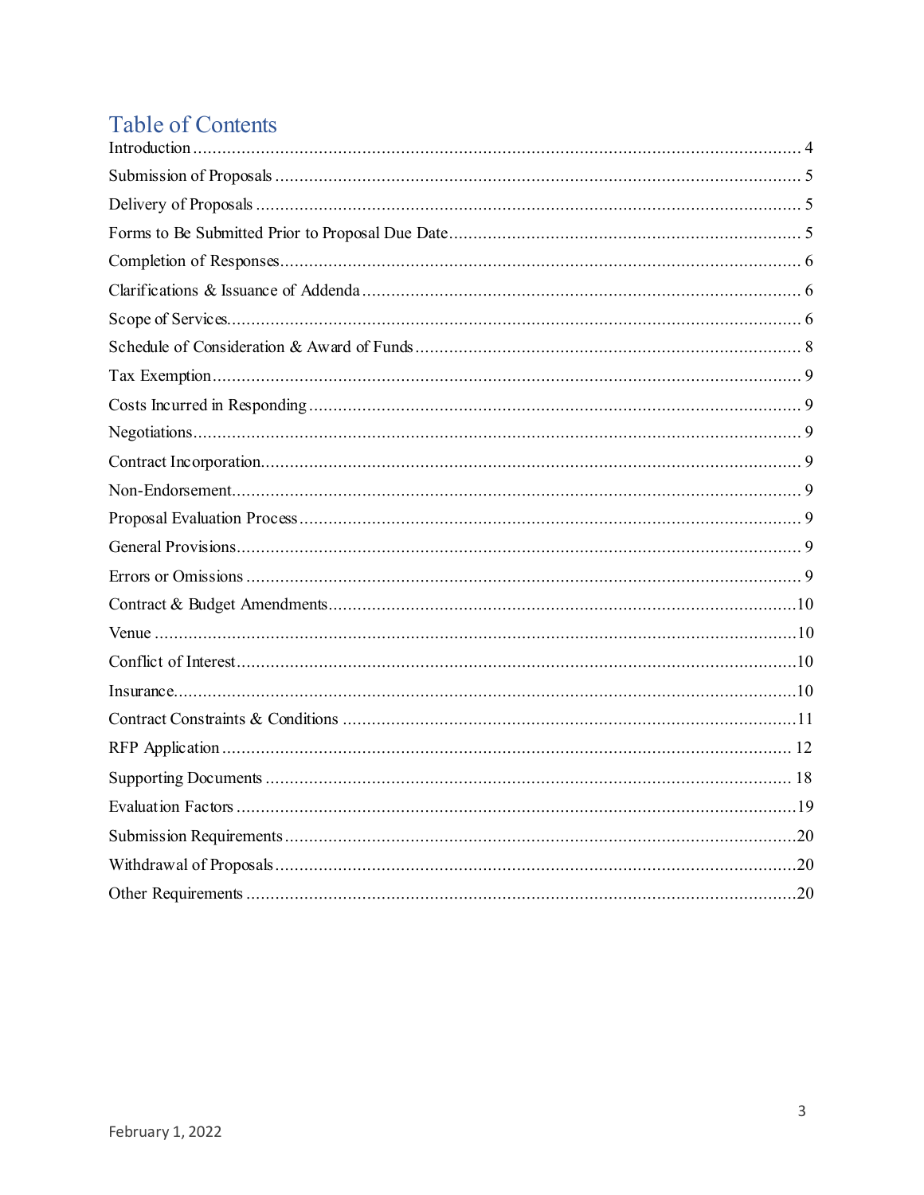# Table of Contents

Introduction ........................................................................................................................ 4
Submission of Proposals ...................................................................................................... 5
Delivery of Proposals ........................................................................................................... 5
Forms to Be Submitted Prior to Proposal Due Date ............................................................ 5
Completion of Responses .................................................................................................... 6
Clarifications & Issuance of Addenda .................................................................................. 6
Scope of Services ................................................................................................................. 6
Schedule of Consideration & Award of Funds ..................................................................... 8
Tax Exemption ..................................................................................................................... 9
Costs Incurred in Responding .............................................................................................. 9
Negotiations ......................................................................................................................... 9
Contract Incorporation ......................................................................................................... 9
Non-Endorsement ................................................................................................................ 9
Proposal Evaluation Process ................................................................................................ 9
General Provisions ............................................................................................................... 9
Errors or Omissions ............................................................................................................. 9
Contract & Budget Amendments ....................................................................................... 10
Venue ................................................................................................................................. 10
Conflict of Interest ............................................................................................................. 10
Insurance ............................................................................................................................ 10
Contract Constraints & Conditions .................................................................................... 11
RFP Application ................................................................................................................. 12
Supporting Documents ...................................................................................................... 18
Evaluation Factors .............................................................................................................. 19
Submission Requirements ................................................................................................. 20
Withdrawal of Proposals .................................................................................................... 20
Other Requirements ........................................................................................................... 20

February 1, 2022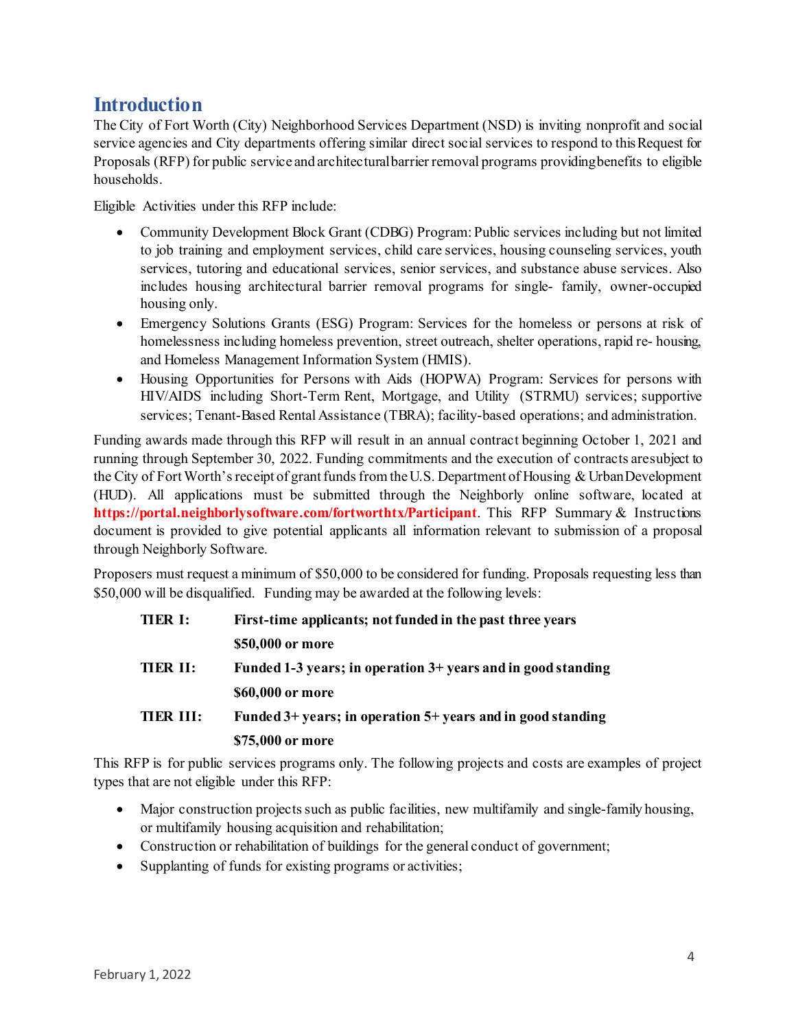## Introduction

The City of Fort Worth (City) Neighborhood Services Department (NSD) is inviting nonprofit and social service agencies and City departments offering similar direct social services to respond to this Request for Proposals (RFP) for public service and architectural barrier removal programs providing benefits to eligible households.

Eligible Activities under this RFP include:

- Community Development Block Grant (CDBG) Program: Public services including but not limited to job training and employment services, child care services, housing counseling services, youth services, tutoring and educational services, senior services, and substance abuse services. Also includes housing architectural barrier removal programs for single- family, owner-occupied housing only.
- Emergency Solutions Grants (ESG) Program: Services for the homeless or persons at risk of homelessness including homeless prevention, street outreach, shelter operations, rapid re- housing, and Homeless Management Information System (HMIS).
- Housing Opportunities for Persons with Aids (HOPWA) Program: Services for persons with HIV/AIDS including Short-Term Rent, Mortgage, and Utility (STRMU) services; supportive services; Tenant-Based Rental Assistance (TBRA); facility-based operations; and administration.

Funding awards made through this RFP will result in an annual contract beginning October 1, 2021 and running through September 30, 2022. Funding commitments and the execution of contracts are subject to the City of Fort Worth's receipt of grant funds from the U.S. Department of Housing & Urban Development (HUD). All applications must be submitted through the Neighborly online software, located at **https://portal.neighborlysoftware.com/fortworthtx/Participant**. This RFP Summary & Instructions document is provided to give potential applicants all information relevant to submission of a proposal through Neighborly Software.

Proposers must request a minimum of $50,000 to be considered for funding. Proposals requesting less than $50,000 will be disqualified. Funding may be awarded at the following levels:

| | |
|---|---|
| **TIER I:** | **First-time applicants; not funded in the past three years** |
| | **$50,000 or more** |
| **TIER II:** | **Funded 1-3 years; in operation 3+ years and in good standing** |
| | **$60,000 or more** |
| **TIER III:** | **Funded 3+ years; in operation 5+ years and in good standing** |
| | **$75,000 or more** |

This RFP is for public services programs only. The following projects and costs are examples of project types that are not eligible under this RFP:

- Major construction projects such as public facilities, new multifamily and single-family housing, or multifamily housing acquisition and rehabilitation;
- Construction or rehabilitation of buildings for the general conduct of government;
- Supplanting of funds for existing programs or activities;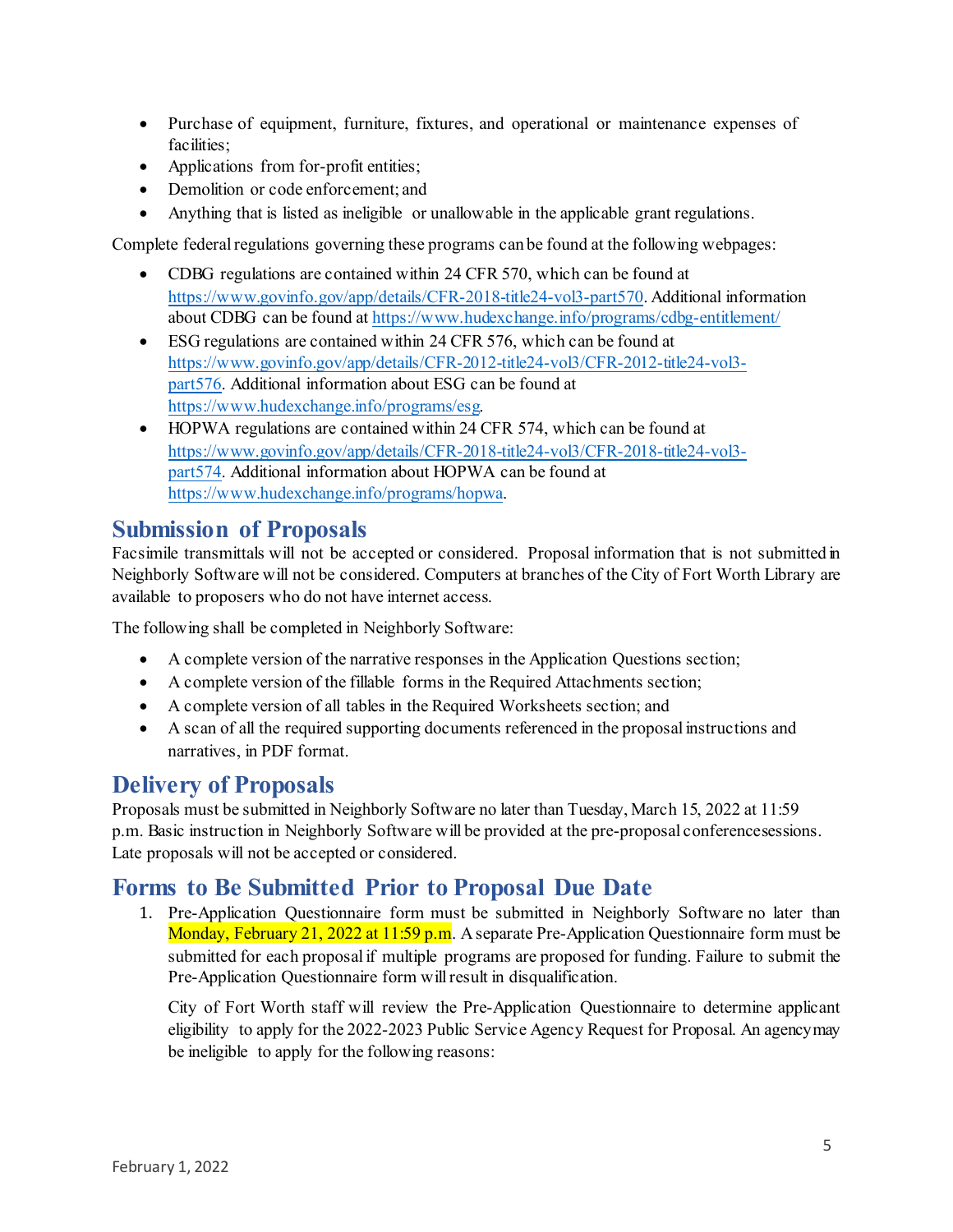- Purchase of equipment, furniture, fixtures, and operational or maintenance expenses of facilities;
- Applications from for-profit entities;
- Demolition or code enforcement; and
- Anything that is listed as ineligible or unallowable in the applicable grant regulations.

Complete federal regulations governing these programs can be found at the following webpages:

- CDBG regulations are contained within 24 CFR 570, which can be found at https://www.govinfo.gov/app/details/CFR-2018-title24-vol3-part570. Additional information about CDBG can be found at https://www.hudexchange.info/programs/cdbg-entitlement/
- ESG regulations are contained within 24 CFR 576, which can be found at https://www.govinfo.gov/app/details/CFR-2012-title24-vol3/CFR-2012-title24-vol3-part576. Additional information about ESG can be found at https://www.hudexchange.info/programs/esg.
- HOPWA regulations are contained within 24 CFR 574, which can be found at https://www.govinfo.gov/app/details/CFR-2018-title24-vol3/CFR-2018-title24-vol3-part574. Additional information about HOPWA can be found at https://www.hudexchange.info/programs/hopwa.

## Submission of Proposals

Facsimile transmittals will not be accepted or considered. Proposal information that is not submitted in Neighborly Software will not be considered. Computers at branches of the City of Fort Worth Library are available to proposers who do not have internet access.

The following shall be completed in Neighborly Software:

- A complete version of the narrative responses in the Application Questions section;
- A complete version of the fillable forms in the Required Attachments section;
- A complete version of all tables in the Required Worksheets section; and
- A scan of all the required supporting documents referenced in the proposal instructions and narratives, in PDF format.

## Delivery of Proposals

Proposals must be submitted in Neighborly Software no later than Tuesday, March 15, 2022 at 11:59 p.m. Basic instruction in Neighborly Software will be provided at the pre-proposal conferencesessions. Late proposals will not be accepted or considered.

## Forms to Be Submitted Prior to Proposal Due Date

1. Pre-Application Questionnaire form must be submitted in Neighborly Software no later than Monday, February 21, 2022 at 11:59 p.m. A separate Pre-Application Questionnaire form must be submitted for each proposal if multiple programs are proposed for funding. Failure to submit the Pre-Application Questionnaire form will result in disqualification.

   City of Fort Worth staff will review the Pre-Application Questionnaire to determine applicant eligibility to apply for the 2022-2023 Public Service Agency Request for Proposal. An agency may be ineligible to apply for the following reasons: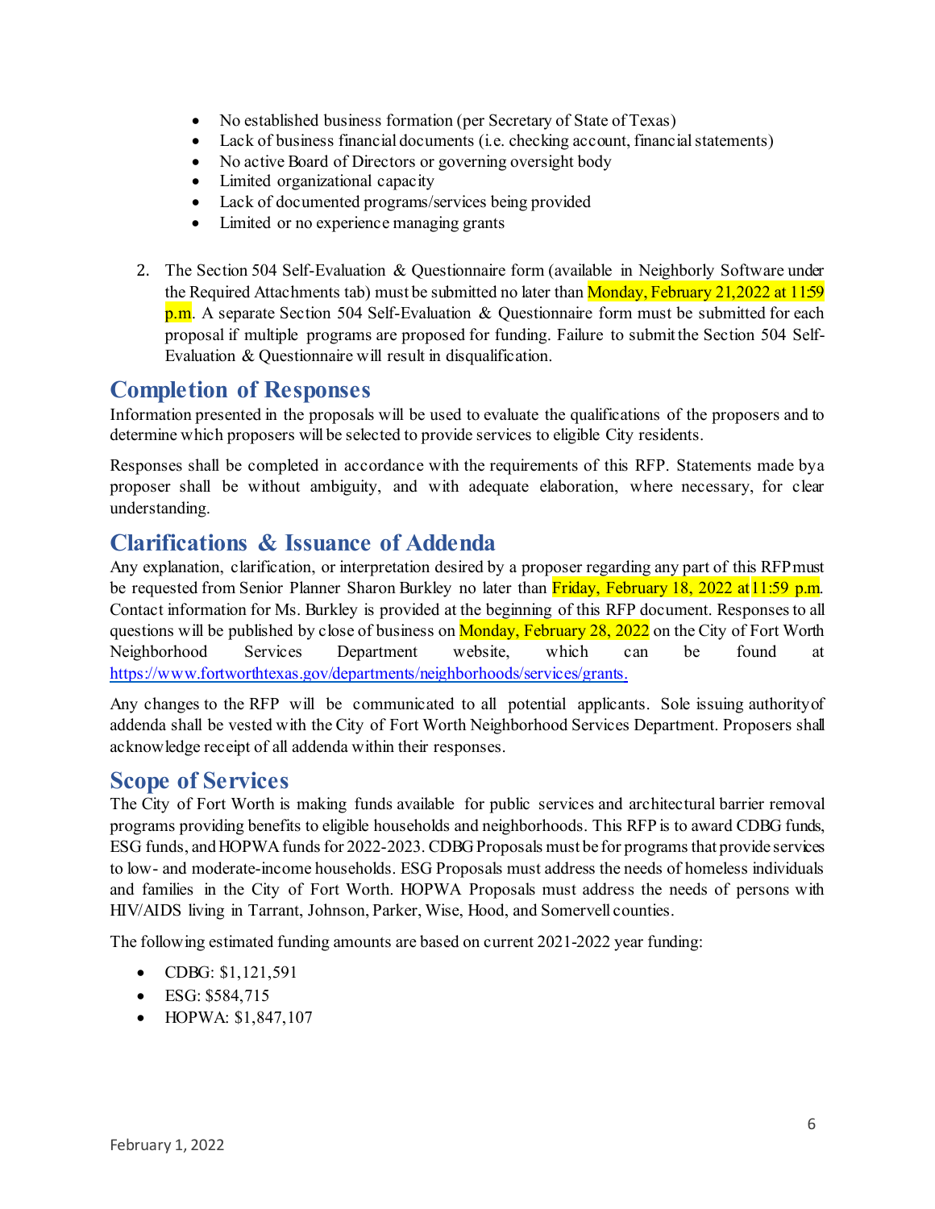- No established business formation (per Secretary of State of Texas)
- Lack of business financial documents (i.e. checking account, financial statements)
- No active Board of Directors or governing oversight body
- Limited organizational capacity
- Lack of documented programs/services being provided
- Limited or no experience managing grants

2. The Section 504 Self-Evaluation & Questionnaire form (available in Neighborly Software under the Required Attachments tab) must be submitted no later than Monday, February 21,2022 at 11:59 p.m. A separate Section 504 Self-Evaluation & Questionnaire form must be submitted for each proposal if multiple programs are proposed for funding. Failure to submit the Section 504 Self-Evaluation & Questionnaire will result in disqualification.

## Completion of Responses

Information presented in the proposals will be used to evaluate the qualifications of the proposers and to determine which proposers will be selected to provide services to eligible City residents.

Responses shall be completed in accordance with the requirements of this RFP. Statements made bya proposer shall be without ambiguity, and with adequate elaboration, where necessary, for clear understanding.

## Clarifications & Issuance of Addenda

Any explanation, clarification, or interpretation desired by a proposer regarding any part of this RFP must be requested from Senior Planner Sharon Burkley no later than Friday, February 18, 2022 at 11:59 p.m. Contact information for Ms. Burkley is provided at the beginning of this RFP document. Responses to all questions will be published by close of business on Monday, February 28, 2022 on the City of Fort Worth Neighborhood Services Department website, which can be found at https://www.fortworthtexas.gov/departments/neighborhoods/services/grants.

Any changes to the RFP will be communicated to all potential applicants. Sole issuing authority of addenda shall be vested with the City of Fort Worth Neighborhood Services Department. Proposers shall acknowledge receipt of all addenda within their responses.

## Scope of Services

The City of Fort Worth is making funds available for public services and architectural barrier removal programs providing benefits to eligible households and neighborhoods. This RFP is to award CDBG funds, ESG funds, and HOPWA funds for 2022-2023. CDBG Proposals must be for programs that provide services to low- and moderate-income households. ESG Proposals must address the needs of homeless individuals and families in the City of Fort Worth. HOPWA Proposals must address the needs of persons with HIV/AIDS living in Tarrant, Johnson, Parker, Wise, Hood, and Somervell counties.

The following estimated funding amounts are based on current 2021-2022 year funding:

- CDBG: $1,121,591
- ESG: $584,715
- HOPWA: $1,847,107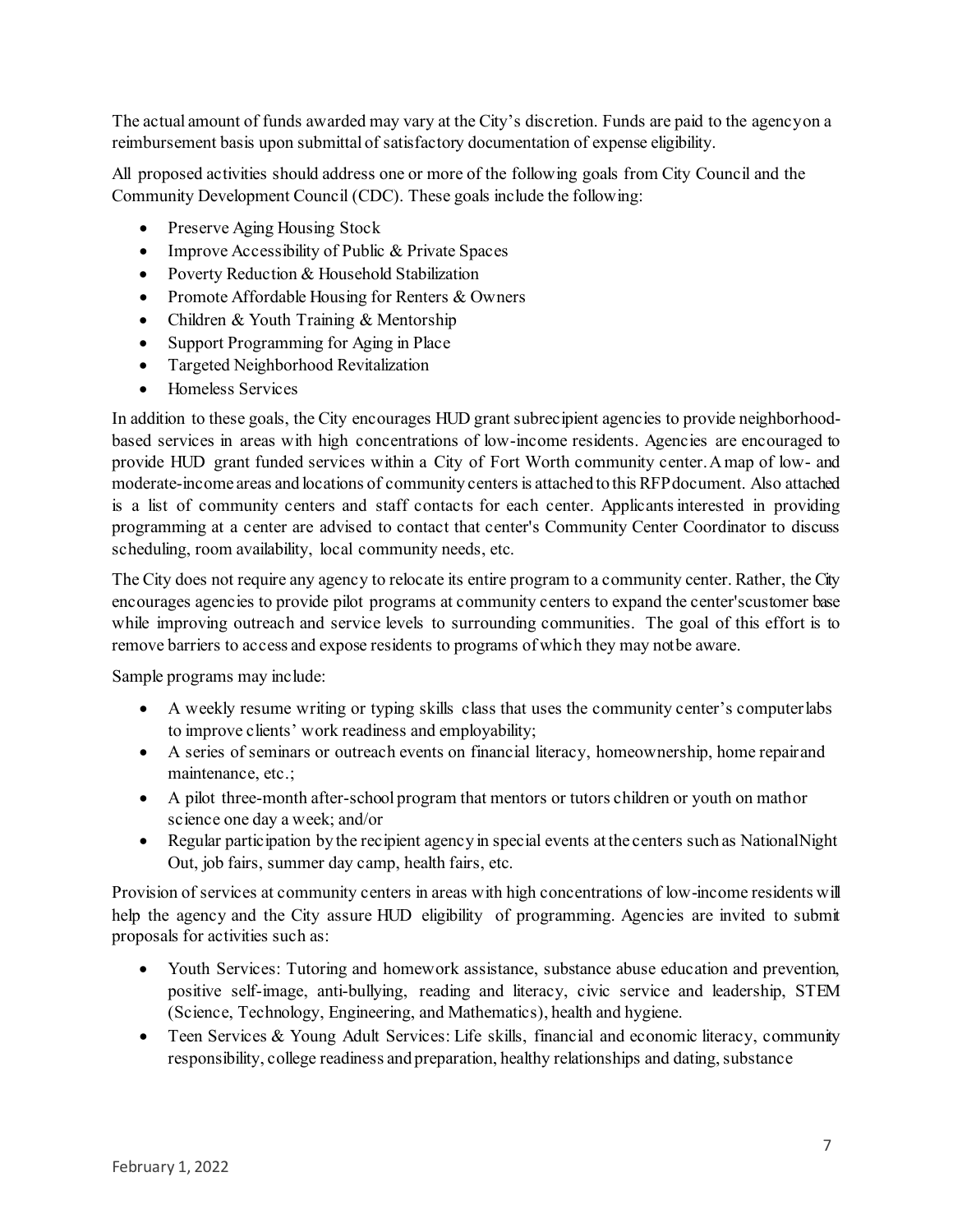The actual amount of funds awarded may vary at the City's discretion. Funds are paid to the agency on a reimbursement basis upon submittal of satisfactory documentation of expense eligibility.

All proposed activities should address one or more of the following goals from City Council and the Community Development Council (CDC). These goals include the following:

- Preserve Aging Housing Stock
- Improve Accessibility of Public & Private Spaces
- Poverty Reduction & Household Stabilization
- Promote Affordable Housing for Renters & Owners
- Children & Youth Training & Mentorship
- Support Programming for Aging in Place
- Targeted Neighborhood Revitalization
- Homeless Services

In addition to these goals, the City encourages HUD grant subrecipient agencies to provide neighborhood-based services in areas with high concentrations of low-income residents. Agencies are encouraged to provide HUD grant funded services within a City of Fort Worth community center. A map of low- and moderate-income areas and locations of community centers is attached to this RFP document. Also attached is a list of community centers and staff contacts for each center. Applicants interested in providing programming at a center are advised to contact that center's Community Center Coordinator to discuss scheduling, room availability, local community needs, etc.

The City does not require any agency to relocate its entire program to a community center. Rather, the City encourages agencies to provide pilot programs at community centers to expand the center's customer base while improving outreach and service levels to surrounding communities. The goal of this effort is to remove barriers to access and expose residents to programs of which they may not be aware.

Sample programs may include:

- A weekly resume writing or typing skills class that uses the community center's computer labs to improve clients' work readiness and employability;
- A series of seminars or outreach events on financial literacy, homeownership, home repair and maintenance, etc.;
- A pilot three-month after-school program that mentors or tutors children or youth on math or science one day a week; and/or
- Regular participation by the recipient agency in special events at the centers such as National Night Out, job fairs, summer day camp, health fairs, etc.

Provision of services at community centers in areas with high concentrations of low-income residents will help the agency and the City assure HUD eligibility of programming. Agencies are invited to submit proposals for activities such as:

- Youth Services: Tutoring and homework assistance, substance abuse education and prevention, positive self-image, anti-bullying, reading and literacy, civic service and leadership, STEM (Science, Technology, Engineering, and Mathematics), health and hygiene.
- Teen Services & Young Adult Services: Life skills, financial and economic literacy, community responsibility, college readiness and preparation, healthy relationships and dating, substance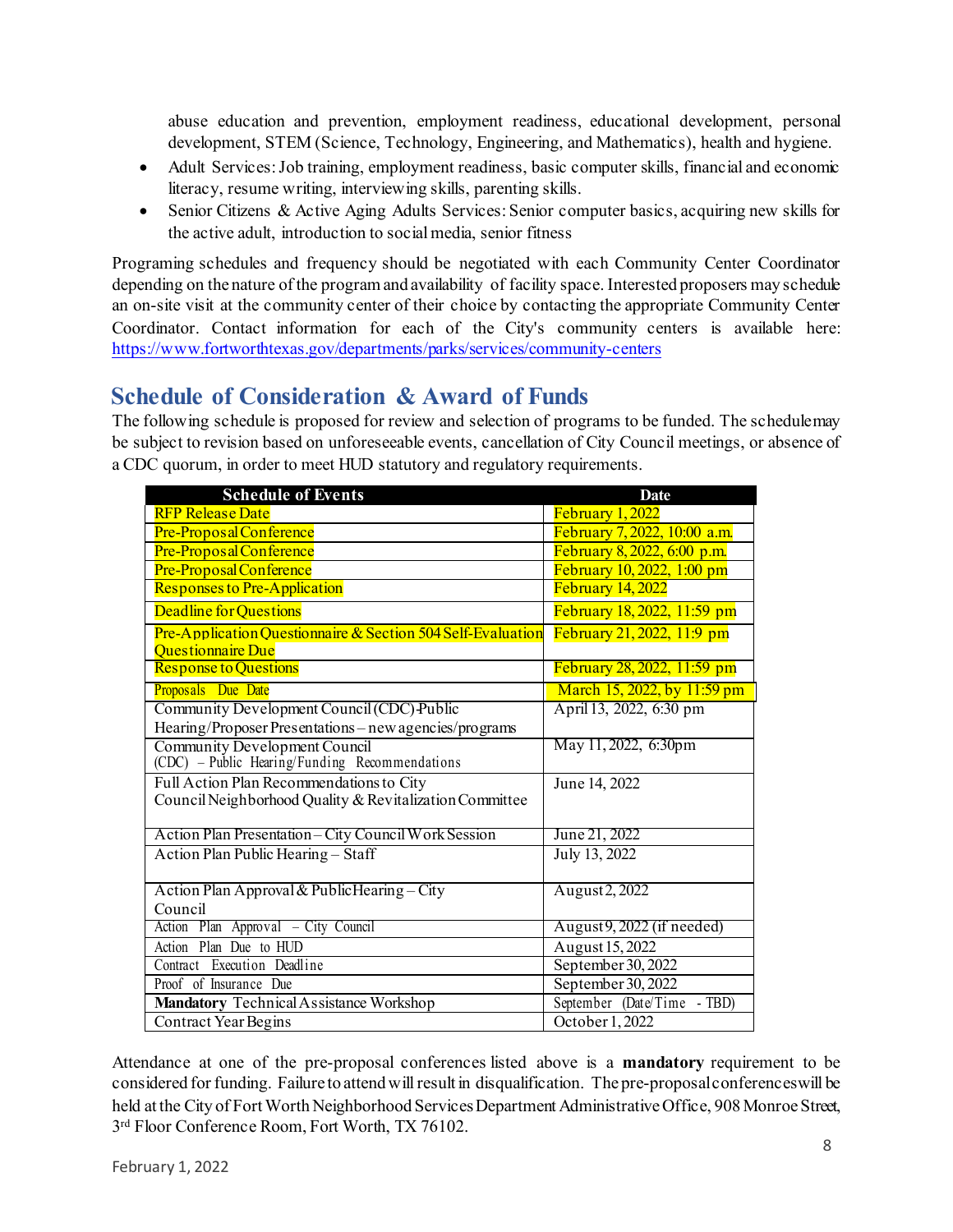abuse education and prevention, employment readiness, educational development, personal development, STEM (Science, Technology, Engineering, and Mathematics), health and hygiene.

- Adult Services: Job training, employment readiness, basic computer skills, financial and economic literacy, resume writing, interviewing skills, parenting skills.
- Senior Citizens & Active Aging Adults Services: Senior computer basics, acquiring new skills for the active adult, introduction to social media, senior fitness

Programing schedules and frequency should be negotiated with each Community Center Coordinator depending on the nature of the program and availability of facility space. Interested proposers may schedule an on-site visit at the community center of their choice by contacting the appropriate Community Center Coordinator. Contact information for each of the City's community centers is available here: https://www.fortworthtexas.gov/departments/parks/services/community-centers

## Schedule of Consideration & Award of Funds

The following schedule is proposed for review and selection of programs to be funded. The schedule may be subject to revision based on unforeseeable events, cancellation of City Council meetings, or absence of a CDC quorum, in order to meet HUD statutory and regulatory requirements.

| Schedule of Events | Date |
|---|---|
| RFP Release Date | February 1, 2022 |
| Pre-Proposal Conference | February 7, 2022, 10:00 a.m. |
| Pre-Proposal Conference | February 8, 2022, 6:00 p.m. |
| Pre-Proposal Conference | February 10, 2022, 1:00 pm |
| Responses to Pre-Application | February 14, 2022 |
| Deadline for Questions | February 18, 2022, 11:59 pm |
| Pre-Application Questionnaire & Section 504 Self-Evaluation Questionnaire Due | February 21, 2022, 11:9 pm |
| Response to Questions | February 28, 2022, 11:59 pm |
| Proposals Due Date | March 15, 2022, by 11:59 pm |
| Community Development Council (CDC)-Public Hearing/Proposer Presentations – new agencies/programs | April 13, 2022, 6:30 pm |
| Community Development Council (CDC) – Public Hearing/Funding Recommendations | May 11, 2022, 6:30pm |
| Full Action Plan Recommendations to City Council Neighborhood Quality & Revitalization Committee | June 14, 2022 |
| Action Plan Presentation – City Council Work Session | June 21, 2022 |
| Action Plan Public Hearing – Staff | July 13, 2022 |
| Action Plan Approval & Public Hearing – City Council | August 2, 2022 |
| Action Plan Approval – City Council | August 9, 2022 (if needed) |
| Action Plan Due to HUD | August 15, 2022 |
| Contract Execution Deadline | September 30, 2022 |
| Proof of Insurance Due | September 30, 2022 |
| **Mandatory** Technical Assistance Workshop | September (Date/Time - TBD) |
| Contract Year Begins | October 1, 2022 |

Attendance at one of the pre-proposal conferences listed above is a **mandatory** requirement to be considered for funding. Failure to attend will result in disqualification. The pre-proposal conferences will be held at the City of Fort Worth Neighborhood Services Department Administrative Office, 908 Monroe Street, 3rd Floor Conference Room, Fort Worth, TX 76102.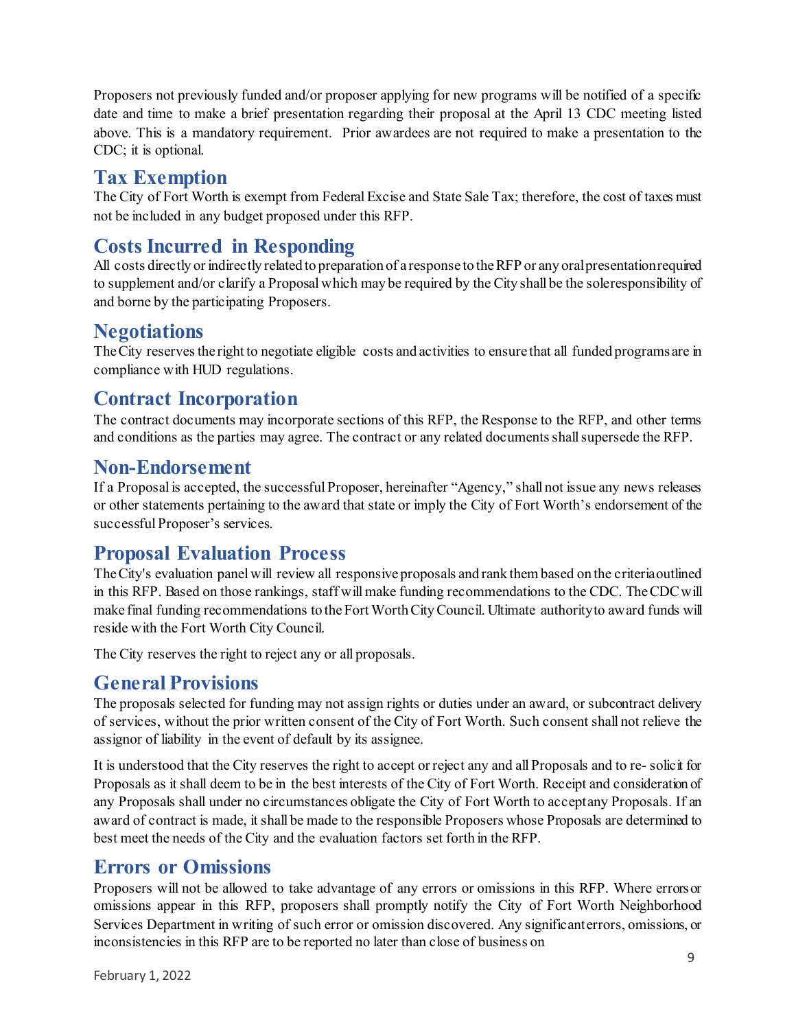Proposers not previously funded and/or proposer applying for new programs will be notified of a specific date and time to make a brief presentation regarding their proposal at the April 13 CDC meeting listed above. This is a mandatory requirement. Prior awardees are not required to make a presentation to the CDC; it is optional.

## Tax Exemption

The City of Fort Worth is exempt from Federal Excise and State Sale Tax; therefore, the cost of taxes must not be included in any budget proposed under this RFP.

## Costs Incurred in Responding

All costs directly or indirectly related to preparation of a response to the RFP or any oral presentation required to supplement and/or clarify a Proposal which may be required by the City shall be the sole responsibility of and borne by the participating Proposers.

## Negotiations

The City reserves the right to negotiate eligible costs and activities to ensure that all funded programs are in compliance with HUD regulations.

## Contract Incorporation

The contract documents may incorporate sections of this RFP, the Response to the RFP, and other terms and conditions as the parties may agree. The contract or any related documents shall supersede the RFP.

## Non-Endorsement

If a Proposal is accepted, the successful Proposer, hereinafter "Agency," shall not issue any news releases or other statements pertaining to the award that state or imply the City of Fort Worth's endorsement of the successful Proposer's services.

## Proposal Evaluation Process

The City's evaluation panel will review all responsive proposals and rank them based on the criteria outlined in this RFP. Based on those rankings, staff will make funding recommendations to the CDC. The CDC will make final funding recommendations to the Fort Worth City Council. Ultimate authority to award funds will reside with the Fort Worth City Council.

The City reserves the right to reject any or all proposals.

## General Provisions

The proposals selected for funding may not assign rights or duties under an award, or subcontract delivery of services, without the prior written consent of the City of Fort Worth. Such consent shall not relieve the assignor of liability in the event of default by its assignee.

It is understood that the City reserves the right to accept or reject any and all Proposals and to re- solicit for Proposals as it shall deem to be in the best interests of the City of Fort Worth. Receipt and consideration of any Proposals shall under no circumstances obligate the City of Fort Worth to accept any Proposals. If an award of contract is made, it shall be made to the responsible Proposers whose Proposals are determined to best meet the needs of the City and the evaluation factors set forth in the RFP.

## Errors or Omissions

Proposers will not be allowed to take advantage of any errors or omissions in this RFP. Where errors or omissions appear in this RFP, proposers shall promptly notify the City of Fort Worth Neighborhood Services Department in writing of such error or omission discovered. Any significant errors, omissions, or inconsistencies in this RFP are to be reported no later than close of business on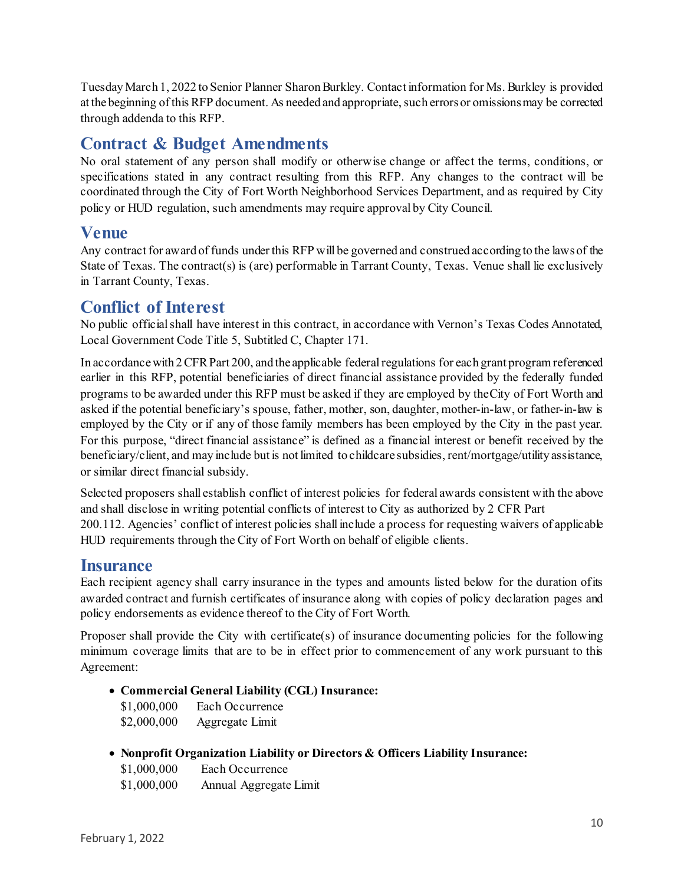Tuesday March 1, 2022 to Senior Planner Sharon Burkley. Contact information for Ms. Burkley is provided at the beginning of this RFP document. As needed and appropriate, such errors or omissions may be corrected through addenda to this RFP.

## Contract & Budget Amendments

No oral statement of any person shall modify or otherwise change or affect the terms, conditions, or specifications stated in any contract resulting from this RFP. Any changes to the contract will be coordinated through the City of Fort Worth Neighborhood Services Department, and as required by City policy or HUD regulation, such amendments may require approval by City Council.

## Venue

Any contract for award of funds under this RFP will be governed and construed according to the laws of the State of Texas. The contract(s) is (are) performable in Tarrant County, Texas. Venue shall lie exclusively in Tarrant County, Texas.

## Conflict of Interest

No public official shall have interest in this contract, in accordance with Vernon's Texas Codes Annotated, Local Government Code Title 5, Subtitled C, Chapter 171.

In accordance with 2 CFR Part 200, and the applicable federal regulations for each grant program referenced earlier in this RFP, potential beneficiaries of direct financial assistance provided by the federally funded programs to be awarded under this RFP must be asked if they are employed by the City of Fort Worth and asked if the potential beneficiary's spouse, father, mother, son, daughter, mother-in-law, or father-in-law is employed by the City or if any of those family members has been employed by the City in the past year. For this purpose, "direct financial assistance" is defined as a financial interest or benefit received by the beneficiary/client, and may include but is not limited to childcare subsidies, rent/mortgage/utility assistance, or similar direct financial subsidy.

Selected proposers shall establish conflict of interest policies for federal awards consistent with the above and shall disclose in writing potential conflicts of interest to City as authorized by 2 CFR Part 200.112. Agencies' conflict of interest policies shall include a process for requesting waivers of applicable HUD requirements through the City of Fort Worth on behalf of eligible clients.

## Insurance

Each recipient agency shall carry insurance in the types and amounts listed below for the duration of its awarded contract and furnish certificates of insurance along with copies of policy declaration pages and policy endorsements as evidence thereof to the City of Fort Worth.

Proposer shall provide the City with certificate(s) of insurance documenting policies for the following minimum coverage limits that are to be in effect prior to commencement of any work pursuant to this Agreement:

- **Commercial General Liability (CGL) Insurance:**
  $1,000,000 Each Occurrence
  $2,000,000 Aggregate Limit

- **Nonprofit Organization Liability or Directors & Officers Liability Insurance:**
  $1,000,000 Each Occurrence
  $1,000,000 Annual Aggregate Limit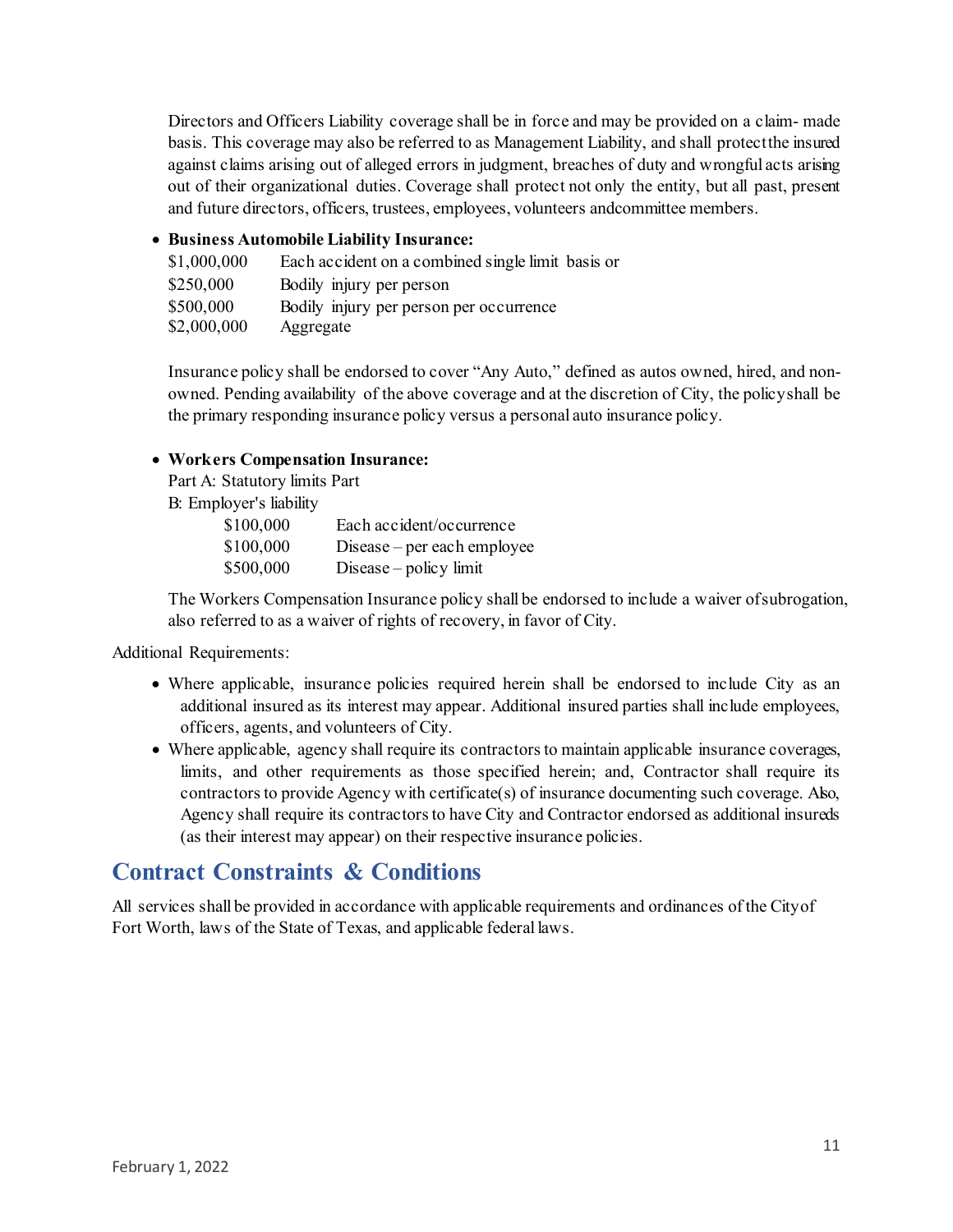Directors and Officers Liability coverage shall be in force and may be provided on a claim- made basis. This coverage may also be referred to as Management Liability, and shall protect the insured against claims arising out of alleged errors in judgment, breaches of duty and wrongful acts arising out of their organizational duties. Coverage shall protect not only the entity, but all past, present and future directors, officers, trustees, employees, volunteers and committee members.

- **Business Automobile Liability Insurance:**

| | |
|---|---|
| $1,000,000 | Each accident on a combined single limit basis or |
| $250,000 | Bodily injury per person |
| $500,000 | Bodily injury per person per occurrence |
| $2,000,000 | Aggregate |

Insurance policy shall be endorsed to cover "Any Auto," defined as autos owned, hired, and non-owned. Pending availability of the above coverage and at the discretion of City, the policy shall be the primary responding insurance policy versus a personal auto insurance policy.

- **Workers Compensation Insurance:**

Part A: Statutory limits Part
B: Employer's liability

| | |
|---|---|
| $100,000 | Each accident/occurrence |
| $100,000 | Disease – per each employee |
| $500,000 | Disease – policy limit |

The Workers Compensation Insurance policy shall be endorsed to include a waiver of subrogation, also referred to as a waiver of rights of recovery, in favor of City.

Additional Requirements:

- Where applicable, insurance policies required herein shall be endorsed to include City as an additional insured as its interest may appear. Additional insured parties shall include employees, officers, agents, and volunteers of City.
- Where applicable, agency shall require its contractors to maintain applicable insurance coverages, limits, and other requirements as those specified herein; and, Contractor shall require its contractors to provide Agency with certificate(s) of insurance documenting such coverage. Also, Agency shall require its contractors to have City and Contractor endorsed as additional insureds (as their interest may appear) on their respective insurance policies.

## Contract Constraints & Conditions

All services shall be provided in accordance with applicable requirements and ordinances of the City of Fort Worth, laws of the State of Texas, and applicable federal laws.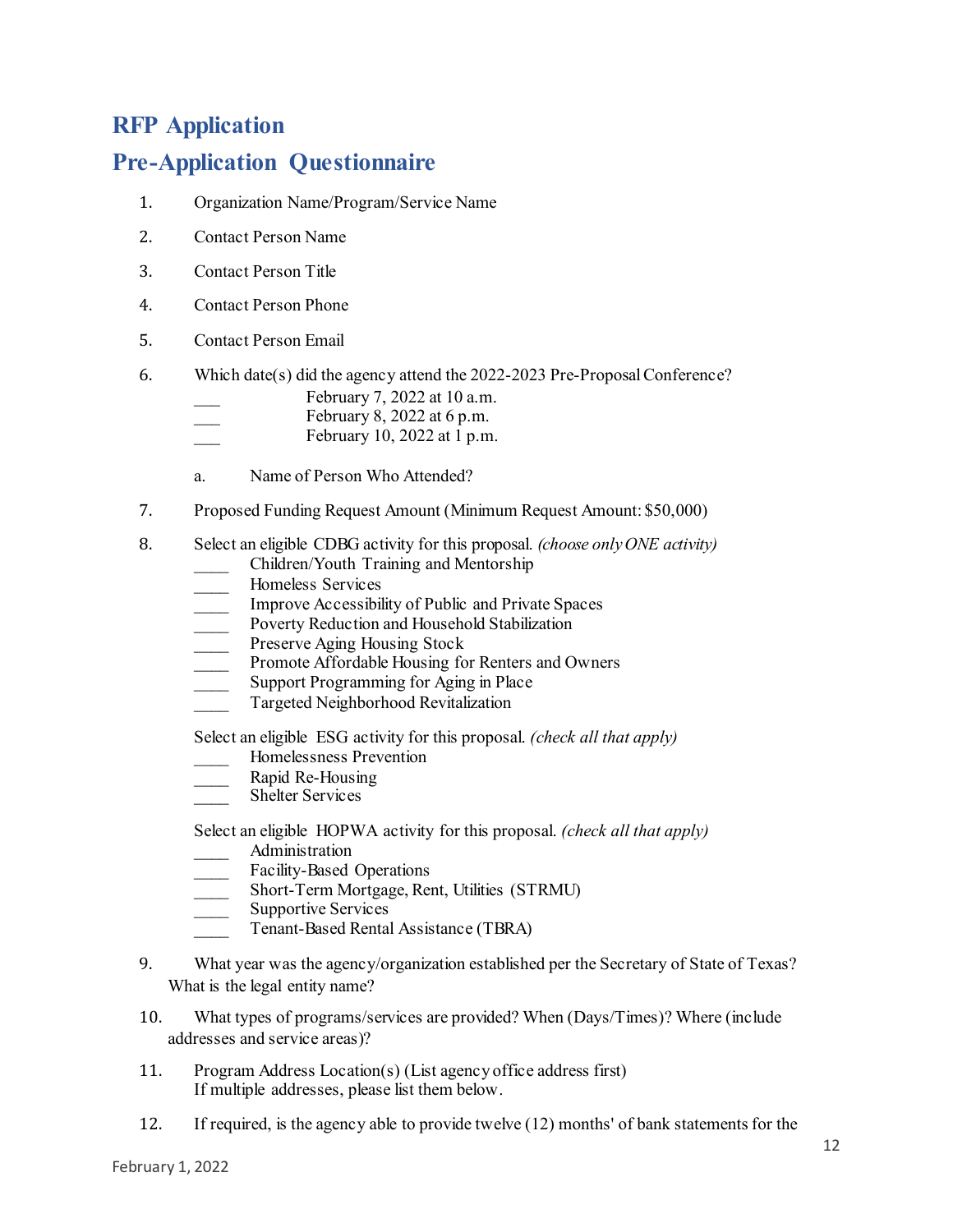# RFP Application

# Pre-Application Questionnaire

1. Organization Name/Program/Service Name

2. Contact Person Name

3. Contact Person Title

4. Contact Person Phone

5. Contact Person Email

6. Which date(s) did the agency attend the 2022-2023 Pre-Proposal Conference?
   ___ February 7, 2022 at 10 a.m.
   ___ February 8, 2022 at 6 p.m.
   ___ February 10, 2022 at 1 p.m.

   a. Name of Person Who Attended?

7. Proposed Funding Request Amount (Minimum Request Amount: $50,000)

8. Select an eligible CDBG activity for this proposal. *(choose only ONE activity)*
   ____ Children/Youth Training and Mentorship
   ____ Homeless Services
   ____ Improve Accessibility of Public and Private Spaces
   ____ Poverty Reduction and Household Stabilization
   ____ Preserve Aging Housing Stock
   ____ Promote Affordable Housing for Renters and Owners
   ____ Support Programming for Aging in Place
   ____ Targeted Neighborhood Revitalization

   Select an eligible ESG activity for this proposal. *(check all that apply)*
   ____ Homelessness Prevention
   ____ Rapid Re-Housing
   ____ Shelter Services

   Select an eligible HOPWA activity for this proposal. *(check all that apply)*
   ____ Administration
   ____ Facility-Based Operations
   ____ Short-Term Mortgage, Rent, Utilities (STRMU)
   ____ Supportive Services
   ____ Tenant-Based Rental Assistance (TBRA)

9. What year was the agency/organization established per the Secretary of State of Texas? What is the legal entity name?

10. What types of programs/services are provided? When (Days/Times)? Where (include addresses and service areas)?

11. Program Address Location(s) (List agency office address first)
    If multiple addresses, please list them below.

12. If required, is the agency able to provide twelve (12) months' of bank statements for the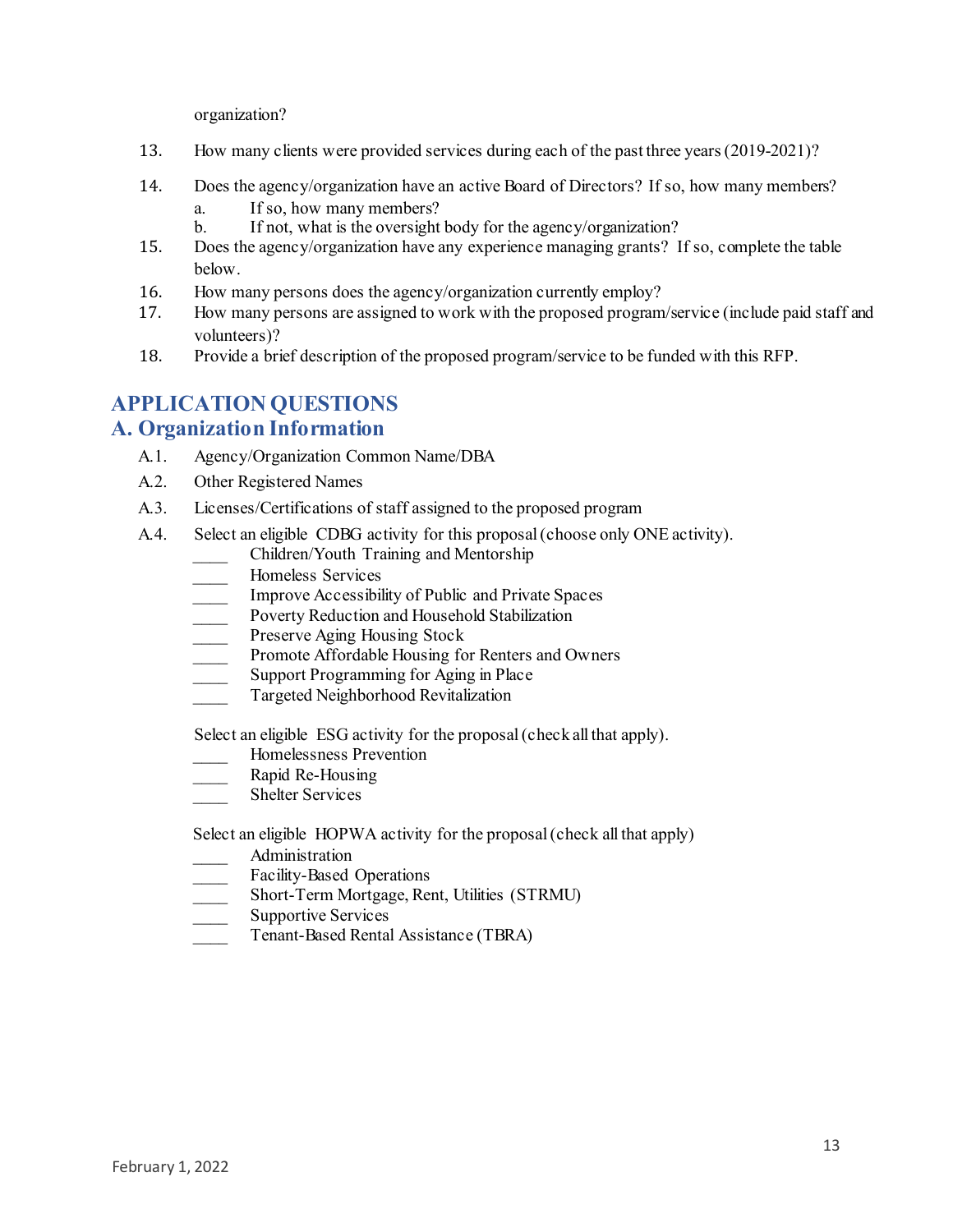organization?

13. How many clients were provided services during each of the past three years (2019-2021)?

14. Does the agency/organization have an active Board of Directors? If so, how many members?
    a. If so, how many members?
    b. If not, what is the oversight body for the agency/organization?
15. Does the agency/organization have any experience managing grants? If so, complete the table below.
16. How many persons does the agency/organization currently employ?
17. How many persons are assigned to work with the proposed program/service (include paid staff and volunteers)?
18. Provide a brief description of the proposed program/service to be funded with this RFP.

# APPLICATION QUESTIONS

## A. Organization Information

A.1. Agency/Organization Common Name/DBA

A.2. Other Registered Names

A.3. Licenses/Certifications of staff assigned to the proposed program

A.4. Select an eligible CDBG activity for this proposal (choose only ONE activity).

____ Children/Youth Training and Mentorship
____ Homeless Services
____ Improve Accessibility of Public and Private Spaces
____ Poverty Reduction and Household Stabilization
____ Preserve Aging Housing Stock
____ Promote Affordable Housing for Renters and Owners
____ Support Programming for Aging in Place
____ Targeted Neighborhood Revitalization

Select an eligible ESG activity for the proposal (check all that apply).

____ Homelessness Prevention
____ Rapid Re-Housing
____ Shelter Services

Select an eligible HOPWA activity for the proposal (check all that apply)

____ Administration
____ Facility-Based Operations
____ Short-Term Mortgage, Rent, Utilities (STRMU)
____ Supportive Services
____ Tenant-Based Rental Assistance (TBRA)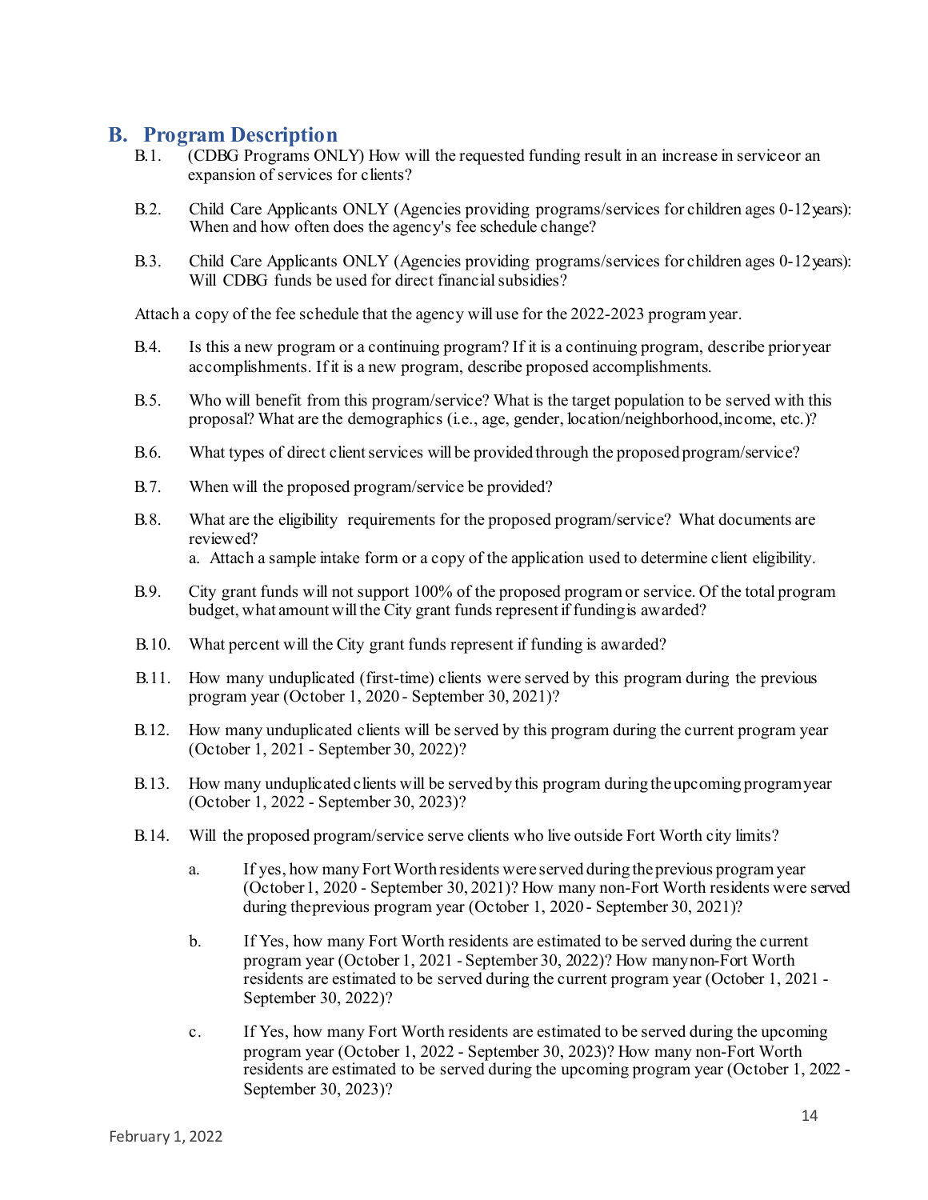## B. Program Description

B.1. (CDBG Programs ONLY) How will the requested funding result in an increase in service or an expansion of services for clients?

B.2. Child Care Applicants ONLY (Agencies providing programs/services for children ages 0-12 years): When and how often does the agency's fee schedule change?

B.3. Child Care Applicants ONLY (Agencies providing programs/services for children ages 0-12 years): Will CDBG funds be used for direct financial subsidies?

Attach a copy of the fee schedule that the agency will use for the 2022-2023 program year.

B.4. Is this a new program or a continuing program? If it is a continuing program, describe prior year accomplishments. If it is a new program, describe proposed accomplishments.

B.5. Who will benefit from this program/service? What is the target population to be served with this proposal? What are the demographics (i.e., age, gender, location/neighborhood, income, etc.)?

B.6. What types of direct client services will be provided through the proposed program/service?

B.7. When will the proposed program/service be provided?

B.8. What are the eligibility requirements for the proposed program/service? What documents are reviewed?
  a. Attach a sample intake form or a copy of the application used to determine client eligibility.

B.9. City grant funds will not support 100% of the proposed program or service. Of the total program budget, what amount will the City grant funds represent if funding is awarded?

B.10. What percent will the City grant funds represent if funding is awarded?

B.11. How many unduplicated (first-time) clients were served by this program during the previous program year (October 1, 2020 - September 30, 2021)?

B.12. How many unduplicated clients will be served by this program during the current program year (October 1, 2021 - September 30, 2022)?

B.13. How many unduplicated clients will be served by this program during the upcoming program year (October 1, 2022 - September 30, 2023)?

B.14. Will the proposed program/service serve clients who live outside Fort Worth city limits?

  a. If yes, how many Fort Worth residents were served during the previous program year (October 1, 2020 - September 30, 2021)? How many non-Fort Worth residents were served during the previous program year (October 1, 2020 - September 30, 2021)?

  b. If Yes, how many Fort Worth residents are estimated to be served during the current program year (October 1, 2021 - September 30, 2022)? How many non-Fort Worth residents are estimated to be served during the current program year (October 1, 2021 - September 30, 2022)?

  c. If Yes, how many Fort Worth residents are estimated to be served during the upcoming program year (October 1, 2022 - September 30, 2023)? How many non-Fort Worth residents are estimated to be served during the upcoming program year (October 1, 2022 - September 30, 2023)?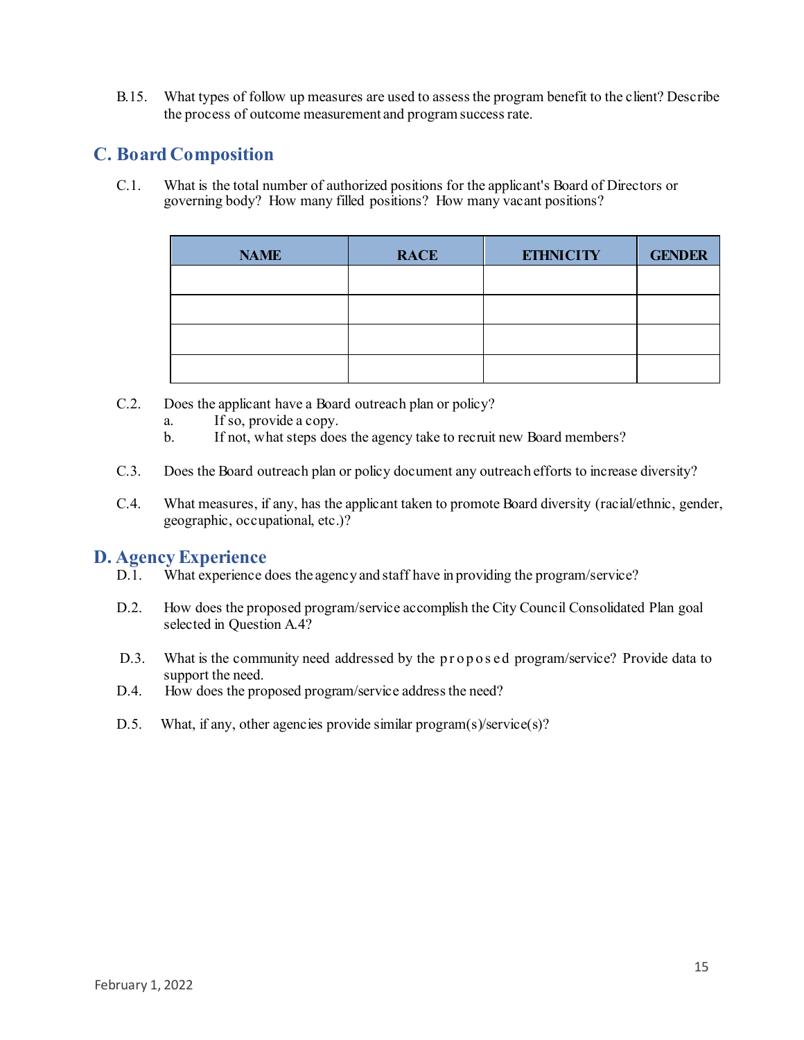B.15. What types of follow up measures are used to assess the program benefit to the client? Describe the process of outcome measurement and program success rate.

## C. Board Composition

C.1. What is the total number of authorized positions for the applicant's Board of Directors or governing body? How many filled positions? How many vacant positions?

| NAME | RACE | ETHNICITY | GENDER |
|---|---|---|---|
| | | | |
| | | | |
| | | | |
| | | | |

C.2. Does the applicant have a Board outreach plan or policy?

a. If so, provide a copy.

b. If not, what steps does the agency take to recruit new Board members?

C.3. Does the Board outreach plan or policy document any outreach efforts to increase diversity?

C.4. What measures, if any, has the applicant taken to promote Board diversity (racial/ethnic, gender, geographic, occupational, etc.)?

## D. Agency Experience

D.1. What experience does the agency and staff have in providing the program/service?

D.2. How does the proposed program/service accomplish the City Council Consolidated Plan goal selected in Question A.4?

D.3. What is the community need addressed by the proposed program/service? Provide data to support the need.

D.4. How does the proposed program/service address the need?

D.5. What, if any, other agencies provide similar program(s)/service(s)?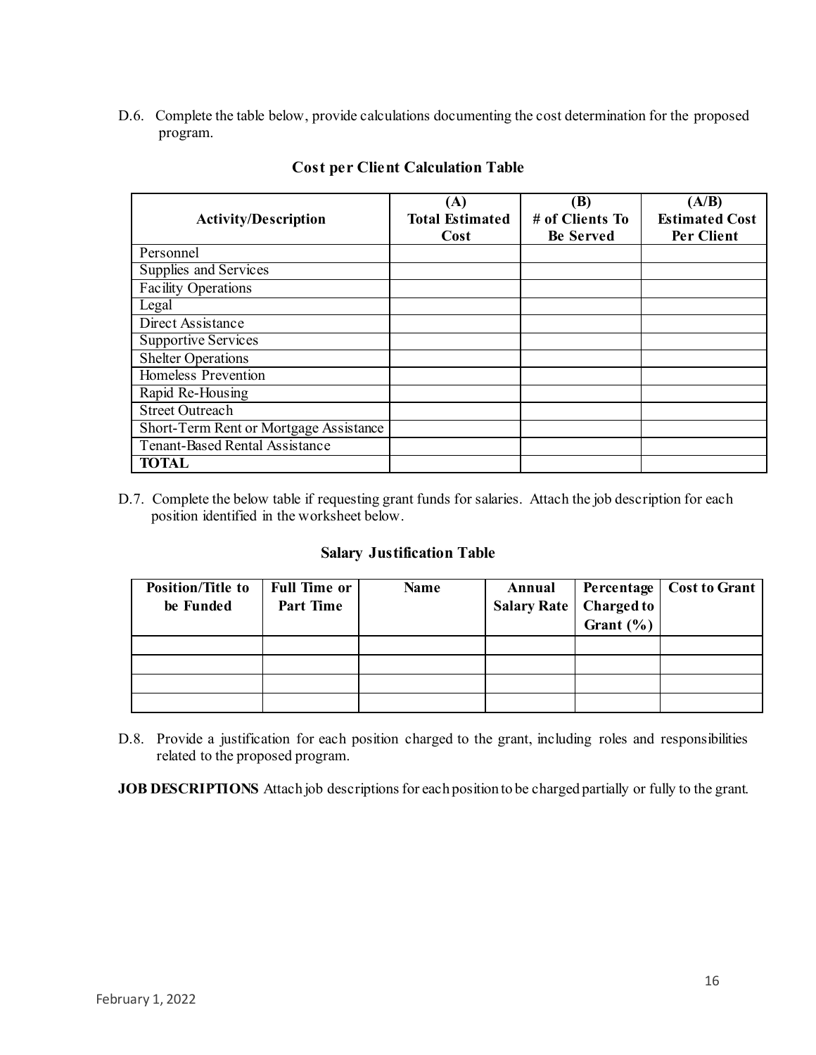D.6. Complete the table below, provide calculations documenting the cost determination for the proposed program.

### Cost per Client Calculation Table

| Activity/Description | (A) Total Estimated Cost | (B) # of Clients To Be Served | (A/B) Estimated Cost Per Client |
|---|---|---|---|
| Personnel | | | |
| Supplies and Services | | | |
| Facility Operations | | | |
| Legal | | | |
| Direct Assistance | | | |
| Supportive Services | | | |
| Shelter Operations | | | |
| Homeless Prevention | | | |
| Rapid Re-Housing | | | |
| Street Outreach | | | |
| Short-Term Rent or Mortgage Assistance | | | |
| Tenant-Based Rental Assistance | | | |
| **TOTAL** | | | |

D.7. Complete the below table if requesting grant funds for salaries. Attach the job description for each position identified in the worksheet below.

### Salary Justification Table

| Position/Title to be Funded | Full Time or Part Time | Name | Annual Salary Rate | Percentage Charged to Grant (%) | Cost to Grant |
|---|---|---|---|---|---|
| | | | | | |
| | | | | | |
| | | | | | |
| | | | | | |

D.8. Provide a justification for each position charged to the grant, including roles and responsibilities related to the proposed program.

**JOB DESCRIPTIONS** Attach job descriptions for each position to be charged partially or fully to the grant.

February 1, 2022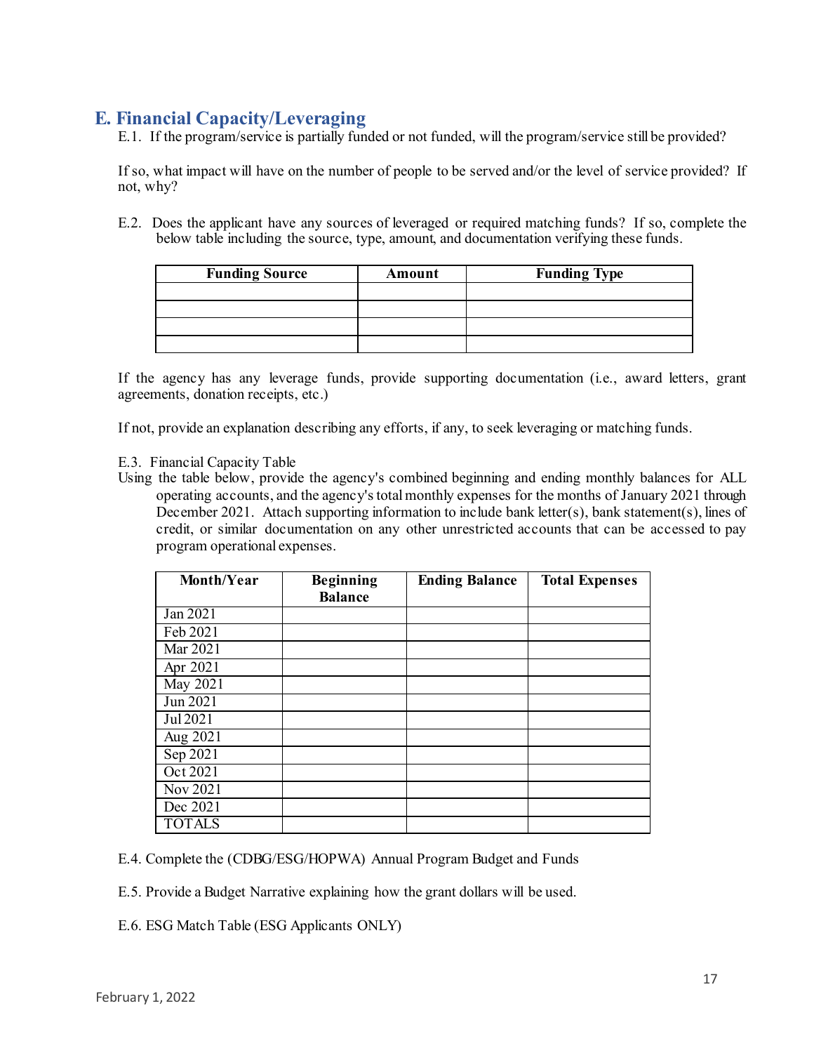## E. Financial Capacity/Leveraging

E.1. If the program/service is partially funded or not funded, will the program/service still be provided?

If so, what impact will have on the number of people to be served and/or the level of service provided? If not, why?

E.2. Does the applicant have any sources of leveraged or required matching funds? If so, complete the below table including the source, type, amount, and documentation verifying these funds.

| Funding Source | Amount | Funding Type |
|---|---|---|
| | | |
| | | |
| | | |
| | | |

If the agency has any leverage funds, provide supporting documentation (i.e., award letters, grant agreements, donation receipts, etc.)

If not, provide an explanation describing any efforts, if any, to seek leveraging or matching funds.

E.3. Financial Capacity Table

Using the table below, provide the agency's combined beginning and ending monthly balances for ALL operating accounts, and the agency's total monthly expenses for the months of January 2021 through December 2021. Attach supporting information to include bank letter(s), bank statement(s), lines of credit, or similar documentation on any other unrestricted accounts that can be accessed to pay program operational expenses.

| Month/Year | Beginning Balance | Ending Balance | Total Expenses |
|---|---|---|---|
| Jan 2021 | | | |
| Feb 2021 | | | |
| Mar 2021 | | | |
| Apr 2021 | | | |
| May 2021 | | | |
| Jun 2021 | | | |
| Jul 2021 | | | |
| Aug 2021 | | | |
| Sep 2021 | | | |
| Oct 2021 | | | |
| Nov 2021 | | | |
| Dec 2021 | | | |
| TOTALS | | | |

E.4. Complete the (CDBG/ESG/HOPWA) Annual Program Budget and Funds

E.5. Provide a Budget Narrative explaining how the grant dollars will be used.

E.6. ESG Match Table (ESG Applicants ONLY)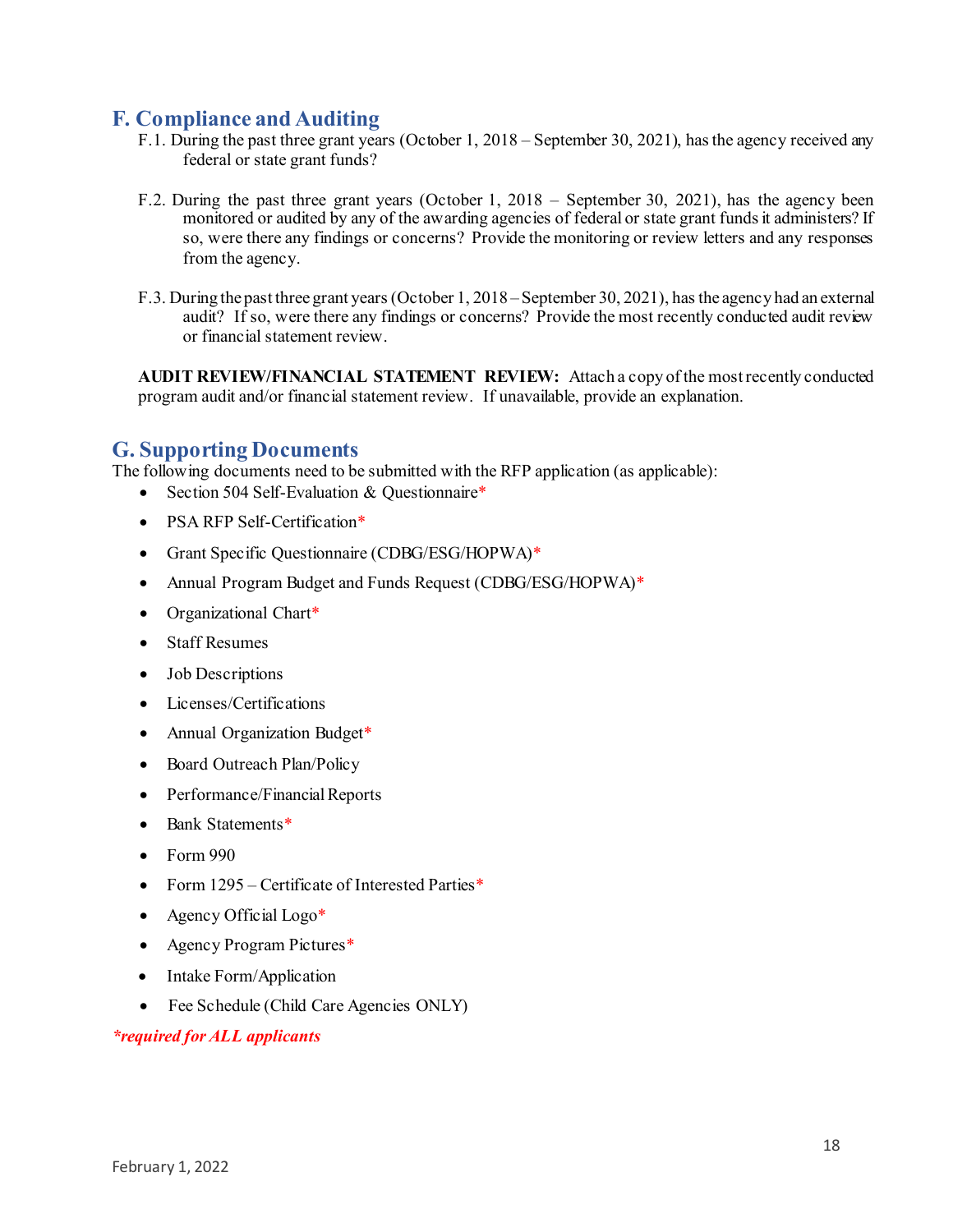## F. Compliance and Auditing

F.1. During the past three grant years (October 1, 2018 – September 30, 2021), has the agency received any federal or state grant funds?

F.2. During the past three grant years (October 1, 2018 – September 30, 2021), has the agency been monitored or audited by any of the awarding agencies of federal or state grant funds it administers? If so, were there any findings or concerns? Provide the monitoring or review letters and any responses from the agency.

F.3. During the past three grant years (October 1, 2018 – September 30, 2021), has the agency had an external audit? If so, were there any findings or concerns? Provide the most recently conducted audit review or financial statement review.

**AUDIT REVIEW/FINANCIAL STATEMENT REVIEW:** Attach a copy of the most recently conducted program audit and/or financial statement review. If unavailable, provide an explanation.

## G. Supporting Documents

The following documents need to be submitted with the RFP application (as applicable):

- Section 504 Self-Evaluation & Questionnaire*
- PSA RFP Self-Certification*
- Grant Specific Questionnaire (CDBG/ESG/HOPWA)*
- Annual Program Budget and Funds Request (CDBG/ESG/HOPWA)*
- Organizational Chart*
- Staff Resumes
- Job Descriptions
- Licenses/Certifications
- Annual Organization Budget*
- Board Outreach Plan/Policy
- Performance/Financial Reports
- Bank Statements*
- Form 990
- Form 1295 – Certificate of Interested Parties*
- Agency Official Logo*
- Agency Program Pictures*
- Intake Form/Application
- Fee Schedule (Child Care Agencies ONLY)

***required for ALL applicants***

February 1, 2022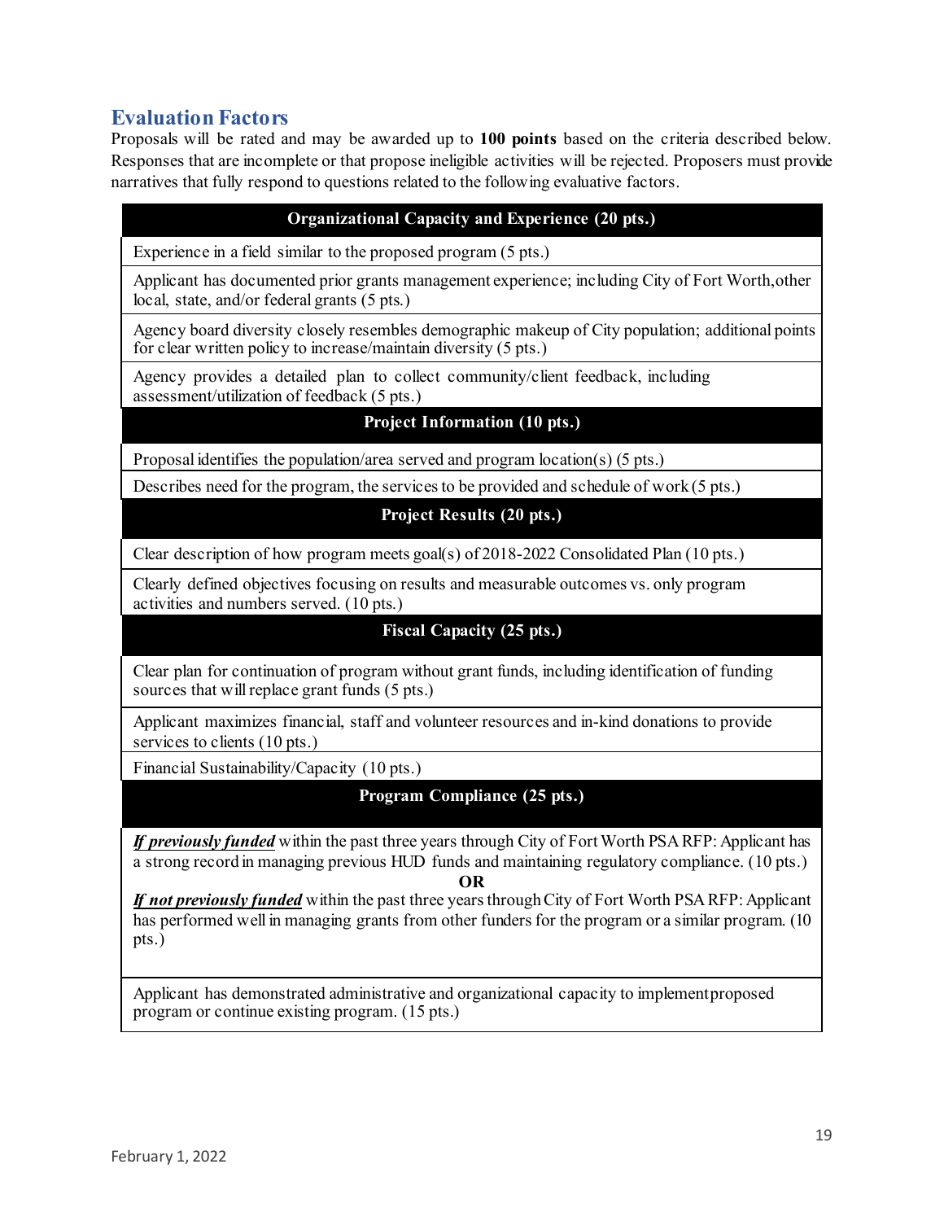## Evaluation Factors

Proposals will be rated and may be awarded up to **100 points** based on the criteria described below. Responses that are incomplete or that propose ineligible activities will be rejected. Proposers must provide narratives that fully respond to questions related to the following evaluative factors.

| **Organizational Capacity and Experience (20 pts.)** |
|---|
| Experience in a field similar to the proposed program (5 pts.) |
| Applicant has documented prior grants management experience; including City of Fort Worth, other local, state, and/or federal grants (5 pts.) |
| Agency board diversity closely resembles demographic makeup of City population; additional points for clear written policy to increase/maintain diversity (5 pts.) |
| Agency provides a detailed plan to collect community/client feedback, including assessment/utilization of feedback (5 pts.) |
| **Project Information (10 pts.)** |
| Proposal identifies the population/area served and program location(s) (5 pts.) |
| Describes need for the program, the services to be provided and schedule of work (5 pts.) |
| **Project Results (20 pts.)** |
| Clear description of how program meets goal(s) of 2018-2022 Consolidated Plan (10 pts.) |
| Clearly defined objectives focusing on results and measurable outcomes vs. only program activities and numbers served. (10 pts.) |
| **Fiscal Capacity (25 pts.)** |
| Clear plan for continuation of program without grant funds, including identification of funding sources that will replace grant funds (5 pts.) |
| Applicant maximizes financial, staff and volunteer resources and in-kind donations to provide services to clients (10 pts.) |
| Financial Sustainability/Capacity (10 pts.) |
| **Program Compliance (25 pts.)** |
| ***If previously funded*** within the past three years through City of Fort Worth PSA RFP: Applicant has a strong record in managing previous HUD funds and maintaining regulatory compliance. (10 pts.) **OR** ***If not previously funded*** within the past three years through City of Fort Worth PSA RFP: Applicant has performed well in managing grants from other funders for the program or a similar program. (10 pts.) |
| Applicant has demonstrated administrative and organizational capacity to implement proposed program or continue existing program. (15 pts.) |

February 1, 2022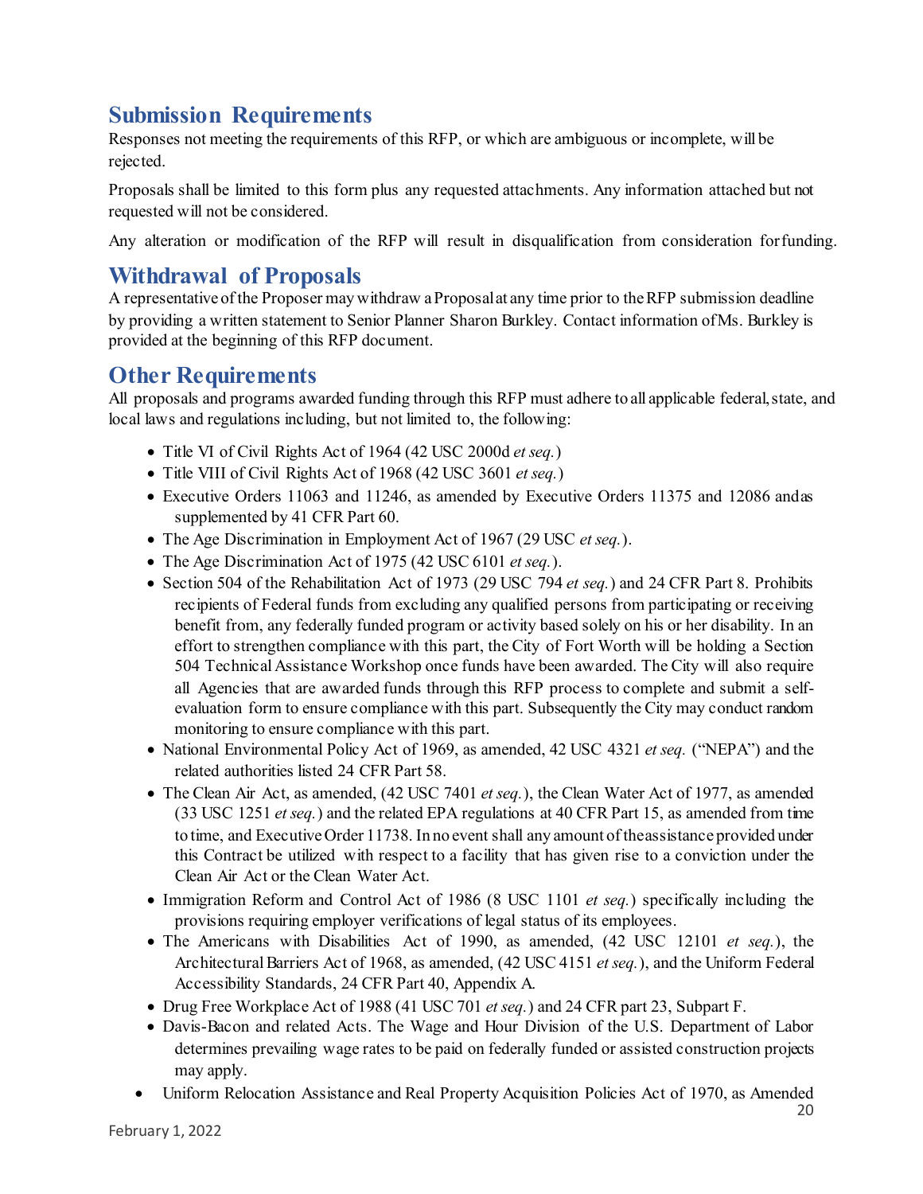## Submission Requirements

Responses not meeting the requirements of this RFP, or which are ambiguous or incomplete, will be rejected.

Proposals shall be limited to this form plus any requested attachments. Any information attached but not requested will not be considered.

Any alteration or modification of the RFP will result in disqualification from consideration for funding.

## Withdrawal of Proposals

A representative of the Proposer may withdraw a Proposal at any time prior to the RFP submission deadline by providing a written statement to Senior Planner Sharon Burkley. Contact information of Ms. Burkley is provided at the beginning of this RFP document.

## Other Requirements

All proposals and programs awarded funding through this RFP must adhere to all applicable federal, state, and local laws and regulations including, but not limited to, the following:

- Title VI of Civil Rights Act of 1964 (42 USC 2000d *et seq.*)
- Title VIII of Civil Rights Act of 1968 (42 USC 3601 *et seq.*)
- Executive Orders 11063 and 11246, as amended by Executive Orders 11375 and 12086 and as supplemented by 41 CFR Part 60.
- The Age Discrimination in Employment Act of 1967 (29 USC *et seq.*).
- The Age Discrimination Act of 1975 (42 USC 6101 *et seq.*).
- Section 504 of the Rehabilitation Act of 1973 (29 USC 794 *et seq.*) and 24 CFR Part 8. Prohibits recipients of Federal funds from excluding any qualified persons from participating or receiving benefit from, any federally funded program or activity based solely on his or her disability. In an effort to strengthen compliance with this part, the City of Fort Worth will be holding a Section 504 Technical Assistance Workshop once funds have been awarded. The City will also require all Agencies that are awarded funds through this RFP process to complete and submit a self-evaluation form to ensure compliance with this part. Subsequently the City may conduct random monitoring to ensure compliance with this part.
- National Environmental Policy Act of 1969, as amended, 42 USC 4321 *et seq.* ("NEPA") and the related authorities listed 24 CFR Part 58.
- The Clean Air Act, as amended, (42 USC 7401 *et seq.*), the Clean Water Act of 1977, as amended (33 USC 1251 *et seq.*) and the related EPA regulations at 40 CFR Part 15, as amended from time to time, and Executive Order 11738. In no event shall any amount of the assistance provided under this Contract be utilized with respect to a facility that has given rise to a conviction under the Clean Air Act or the Clean Water Act.
- Immigration Reform and Control Act of 1986 (8 USC 1101 *et seq.*) specifically including the provisions requiring employer verifications of legal status of its employees.
- The Americans with Disabilities Act of 1990, as amended, (42 USC 12101 *et seq.*), the Architectural Barriers Act of 1968, as amended, (42 USC 4151 *et seq.*), and the Uniform Federal Accessibility Standards, 24 CFR Part 40, Appendix A.
- Drug Free Workplace Act of 1988 (41 USC 701 *et seq.*) and 24 CFR part 23, Subpart F.
- Davis-Bacon and related Acts. The Wage and Hour Division of the U.S. Department of Labor determines prevailing wage rates to be paid on federally funded or assisted construction projects may apply.
- Uniform Relocation Assistance and Real Property Acquisition Policies Act of 1970, as Amended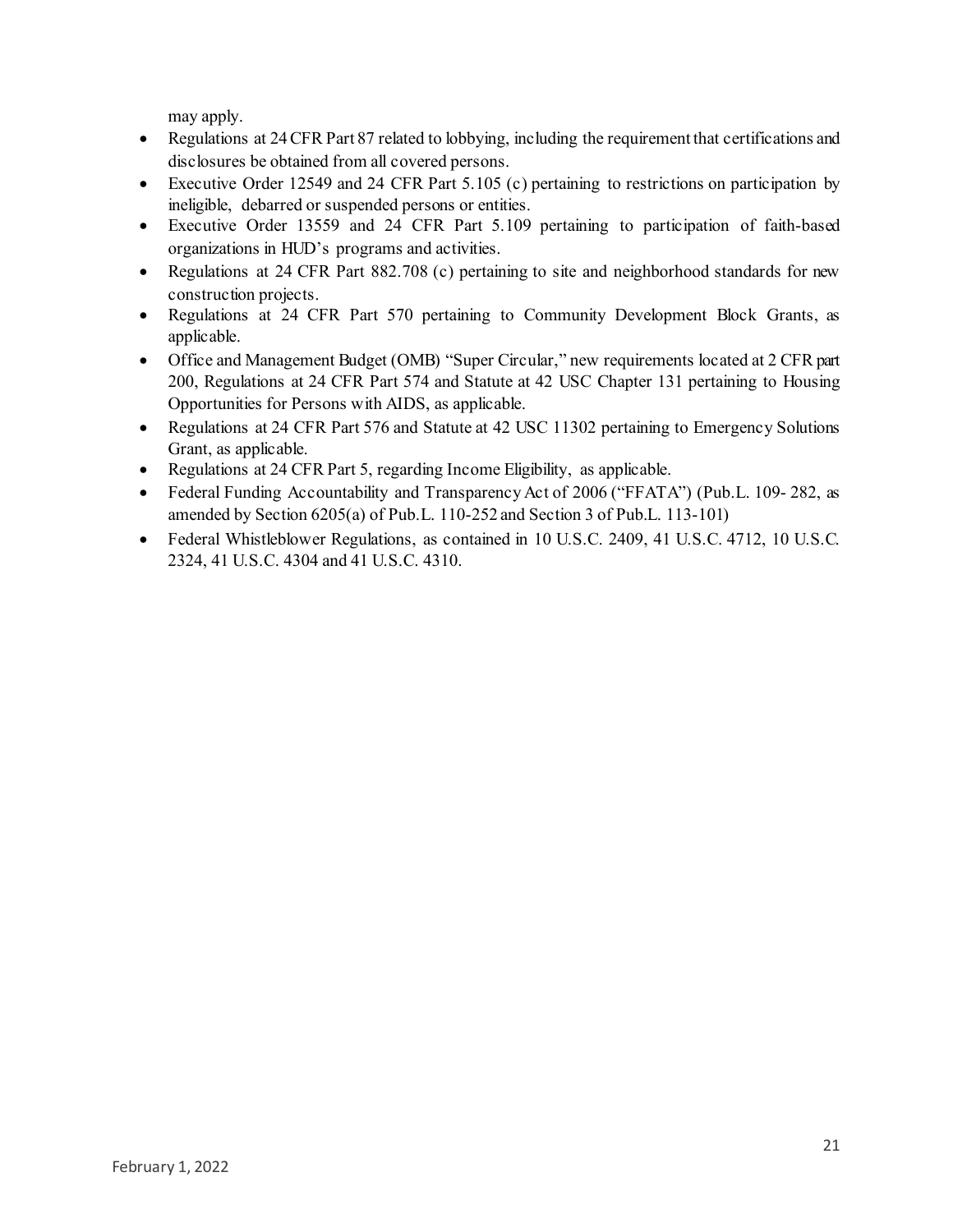may apply.

- Regulations at 24 CFR Part 87 related to lobbying, including the requirement that certifications and disclosures be obtained from all covered persons.
- Executive Order 12549 and 24 CFR Part 5.105 (c) pertaining to restrictions on participation by ineligible, debarred or suspended persons or entities.
- Executive Order 13559 and 24 CFR Part 5.109 pertaining to participation of faith-based organizations in HUD's programs and activities.
- Regulations at 24 CFR Part 882.708 (c) pertaining to site and neighborhood standards for new construction projects.
- Regulations at 24 CFR Part 570 pertaining to Community Development Block Grants, as applicable.
- Office and Management Budget (OMB) "Super Circular," new requirements located at 2 CFR part 200, Regulations at 24 CFR Part 574 and Statute at 42 USC Chapter 131 pertaining to Housing Opportunities for Persons with AIDS, as applicable.
- Regulations at 24 CFR Part 576 and Statute at 42 USC 11302 pertaining to Emergency Solutions Grant, as applicable.
- Regulations at 24 CFR Part 5, regarding Income Eligibility, as applicable.
- Federal Funding Accountability and Transparency Act of 2006 ("FFATA") (Pub.L. 109- 282, as amended by Section 6205(a) of Pub.L. 110-252 and Section 3 of Pub.L. 113-101)
- Federal Whistleblower Regulations, as contained in 10 U.S.C. 2409, 41 U.S.C. 4712, 10 U.S.C. 2324, 41 U.S.C. 4304 and 41 U.S.C. 4310.